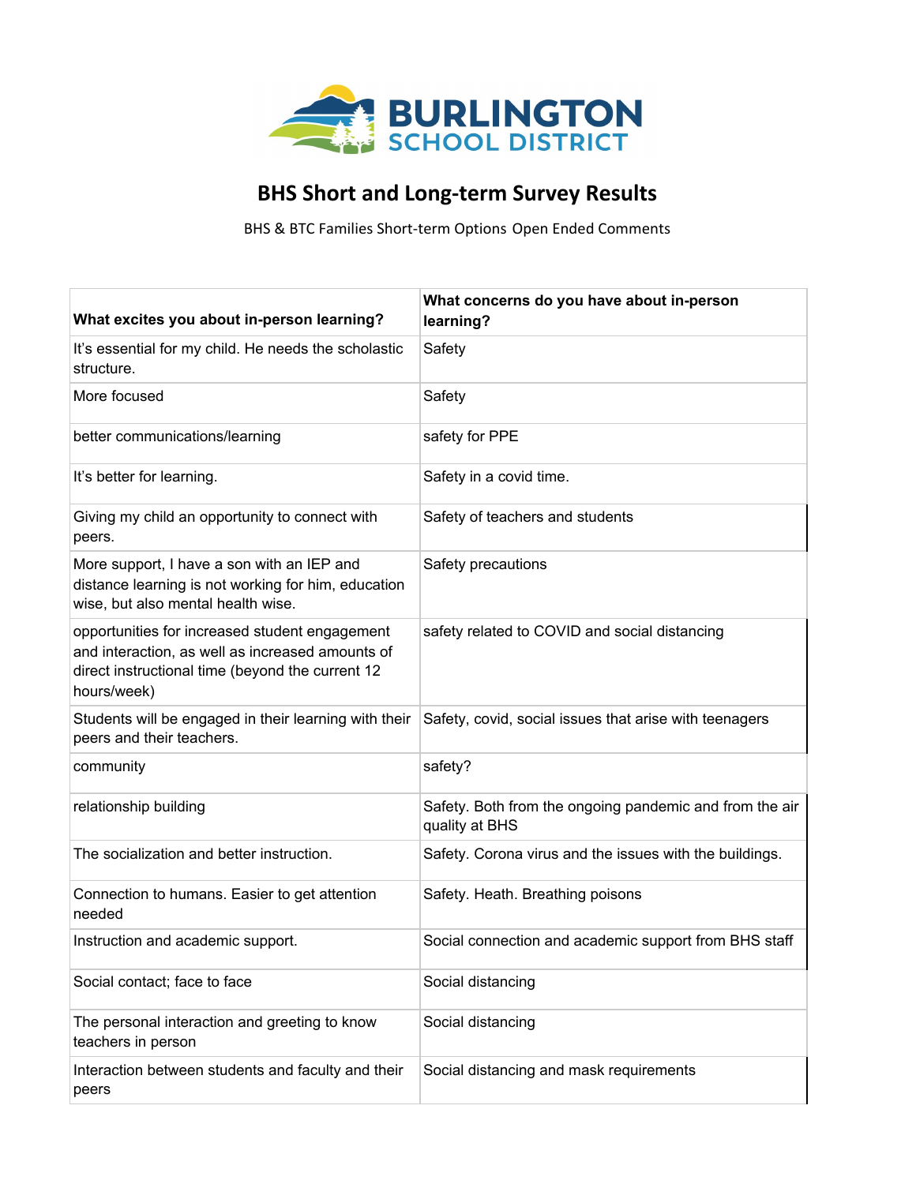BURLINGTON SCHOOL DISTRICT

# BHS Short and Long-term Survey Results

BHS & BTC Families Short-term Options Open Ended Comments

| What excites you about in-person learning? | What concerns do you have about in-person learning? |
|---|---|
| It's essential for my child. He needs the scholastic structure. | Safety |
| More focused | Safety |
| better communications/learning | safety for PPE |
| It's better for learning. | Safety in a covid time. |
| Giving my child an opportunity to connect with peers. | Safety of teachers and students |
| More support, I have a son with an IEP and distance learning is not working for him, education wise, but also mental health wise. | Safety precautions |
| opportunities for increased student engagement and interaction, as well as increased amounts of direct instructional time (beyond the current 12 hours/week) | safety related to COVID and social distancing |
| Students will be engaged in their learning with their peers and their teachers. | Safety, covid, social issues that arise with teenagers |
| community | safety? |
| relationship building | Safety. Both from the ongoing pandemic and from the air quality at BHS |
| The socialization and better instruction. | Safety. Corona virus and the issues with the buildings. |
| Connection to humans. Easier to get attention needed | Safety. Heath. Breathing poisons |
| Instruction and academic support. | Social connection and academic support from BHS staff |
| Social contact; face to face | Social distancing |
| The personal interaction and greeting to know teachers in person | Social distancing |
| Interaction between students and faculty and their peers | Social distancing and mask requirements |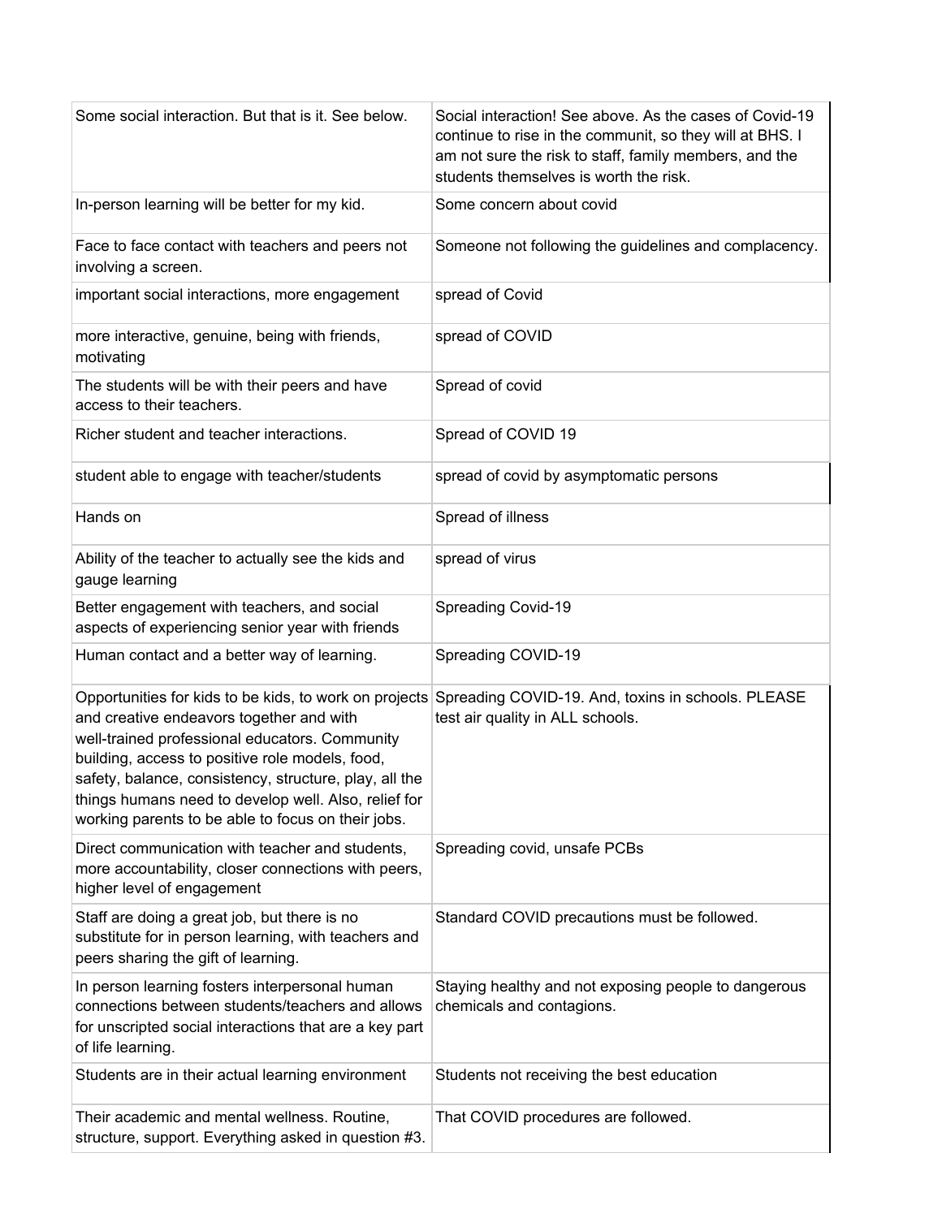| | |
|---|---|
| Some social interaction. But that is it. See below. | Social interaction! See above. As the cases of Covid-19 continue to rise in the communit, so they will at BHS. I am not sure the risk to staff, family members, and the students themselves is worth the risk. |
| In-person learning will be better for my kid. | Some concern about covid |
| Face to face contact with teachers and peers not involving a screen. | Someone not following the guidelines and complacency. |
| important social interactions, more engagement | spread of Covid |
| more interactive, genuine, being with friends, motivating | spread of COVID |
| The students will be with their peers and have access to their teachers. | Spread of covid |
| Richer student and teacher interactions. | Spread of COVID 19 |
| student able to engage with teacher/students | spread of covid by asymptomatic persons |
| Hands on | Spread of illness |
| Ability of the teacher to actually see the kids and gauge learning | spread of virus |
| Better engagement with teachers, and social aspects of experiencing senior year with friends | Spreading Covid-19 |
| Human contact and a better way of learning. | Spreading COVID-19 |
| Opportunities for kids to be kids, to work on projects and creative endeavors together and with well-trained professional educators. Community building, access to positive role models, food, safety, balance, consistency, structure, play, all the things humans need to develop well. Also, relief for working parents to be able to focus on their jobs. | Spreading COVID-19. And, toxins in schools. PLEASE test air quality in ALL schools. |
| Direct communication with teacher and students, more accountability, closer connections with peers, higher level of engagement | Spreading covid, unsafe PCBs |
| Staff are doing a great job, but there is no substitute for in person learning, with teachers and peers sharing the gift of learning. | Standard COVID precautions must be followed. |
| In person learning fosters interpersonal human connections between students/teachers and allows for unscripted social interactions that are a key part of life learning. | Staying healthy and not exposing people to dangerous chemicals and contagions. |
| Students are in their actual learning environment | Students not receiving the best education |
| Their academic and mental wellness. Routine, structure, support. Everything asked in question #3. | That COVID procedures are followed. |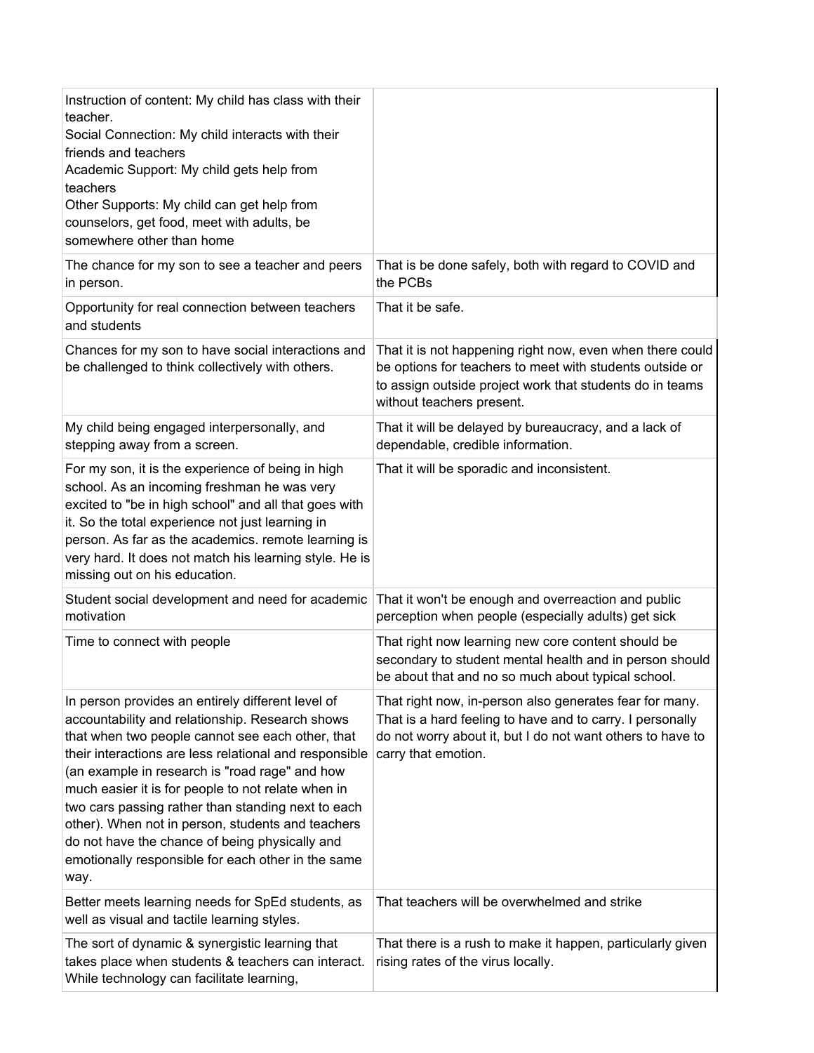| | |
|---|---|
| Instruction of content: My child has class with their teacher.<br>Social Connection: My child interacts with their friends and teachers<br>Academic Support: My child gets help from teachers<br>Other Supports: My child can get help from counselors, get food, meet with adults, be somewhere other than home | |
| The chance for my son to see a teacher and peers in person. | That is be done safely, both with regard to COVID and the PCBs |
| Opportunity for real connection between teachers and students | That it be safe. |
| Chances for my son to have social interactions and be challenged to think collectively with others. | That it is not happening right now, even when there could be options for teachers to meet with students outside or to assign outside project work that students do in teams without teachers present. |
| My child being engaged interpersonally, and stepping away from a screen. | That it will be delayed by bureaucracy, and a lack of dependable, credible information. |
| For my son, it is the experience of being in high school. As an incoming freshman he was very excited to "be in high school" and all that goes with it. So the total experience not just learning in person. As far as the academics. remote learning is very hard. It does not match his learning style. He is missing out on his education. | That it will be sporadic and inconsistent. |
| Student social development and need for academic motivation | That it won't be enough and overreaction and public perception when people (especially adults) get sick |
| Time to connect with people | That right now learning new core content should be secondary to student mental health and in person should be about that and no so much about typical school. |
| In person provides an entirely different level of accountability and relationship. Research shows that when two people cannot see each other, that their interactions are less relational and responsible (an example in research is "road rage" and how much easier it is for people to not relate when in two cars passing rather than standing next to each other). When not in person, students and teachers do not have the chance of being physically and emotionally responsible for each other in the same way. | That right now, in-person also generates fear for many. That is a hard feeling to have and to carry. I personally do not worry about it, but I do not want others to have to carry that emotion. |
| Better meets learning needs for SpEd students, as well as visual and tactile learning styles. | That teachers will be overwhelmed and strike |
| The sort of dynamic & synergistic learning that takes place when students & teachers can interact. While technology can facilitate learning, | That there is a rush to make it happen, particularly given rising rates of the virus locally. |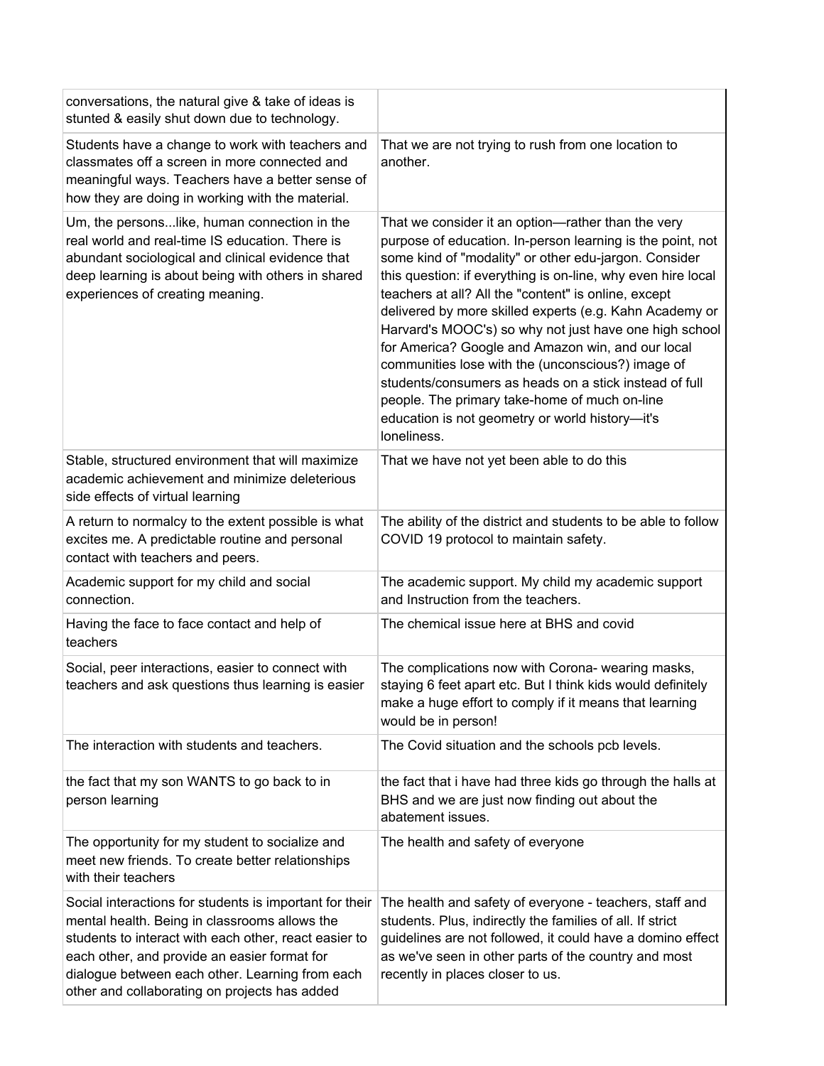| | |
|---|---|
| conversations, the natural give & take of ideas is stunted & easily shut down due to technology. | |
| Students have a change to work with teachers and classmates off a screen in more connected and meaningful ways. Teachers have a better sense of how they are doing in working with the material. | That we are not trying to rush from one location to another. |
| Um, the persons...like, human connection in the real world and real-time IS education. There is abundant sociological and clinical evidence that deep learning is about being with others in shared experiences of creating meaning. | That we consider it an option—rather than the very purpose of education. In-person learning is the point, not some kind of "modality" or other edu-jargon. Consider this question: if everything is on-line, why even hire local teachers at all? All the "content" is online, except delivered by more skilled experts (e.g. Kahn Academy or Harvard's MOOC's) so why not just have one high school for America? Google and Amazon win, and our local communities lose with the (unconscious?) image of students/consumers as heads on a stick instead of full people. The primary take-home of much on-line education is not geometry or world history—it's loneliness. |
| Stable, structured environment that will maximize academic achievement and minimize deleterious side effects of virtual learning | That we have not yet been able to do this |
| A return to normalcy to the extent possible is what excites me. A predictable routine and personal contact with teachers and peers. | The ability of the district and students to be able to follow COVID 19 protocol to maintain safety. |
| Academic support for my child and social connection. | The academic support. My child my academic support and Instruction from the teachers. |
| Having the face to face contact and help of teachers | The chemical issue here at BHS and covid |
| Social, peer interactions, easier to connect with teachers and ask questions thus learning is easier | The complications now with Corona- wearing masks, staying 6 feet apart etc. But I think kids would definitely make a huge effort to comply if it means that learning would be in person! |
| The interaction with students and teachers. | The Covid situation and the schools pcb levels. |
| the fact that my son WANTS to go back to in person learning | the fact that i have had three kids go through the halls at BHS and we are just now finding out about the abatement issues. |
| The opportunity for my student to socialize and meet new friends. To create better relationships with their teachers | The health and safety of everyone |
| Social interactions for students is important for their mental health. Being in classrooms allows the students to interact with each other, react easier to each other, and provide an easier format for dialogue between each other. Learning from each other and collaborating on projects has added | The health and safety of everyone - teachers, staff and students. Plus, indirectly the families of all. If strict guidelines are not followed, it could have a domino effect as we've seen in other parts of the country and most recently in places closer to us. |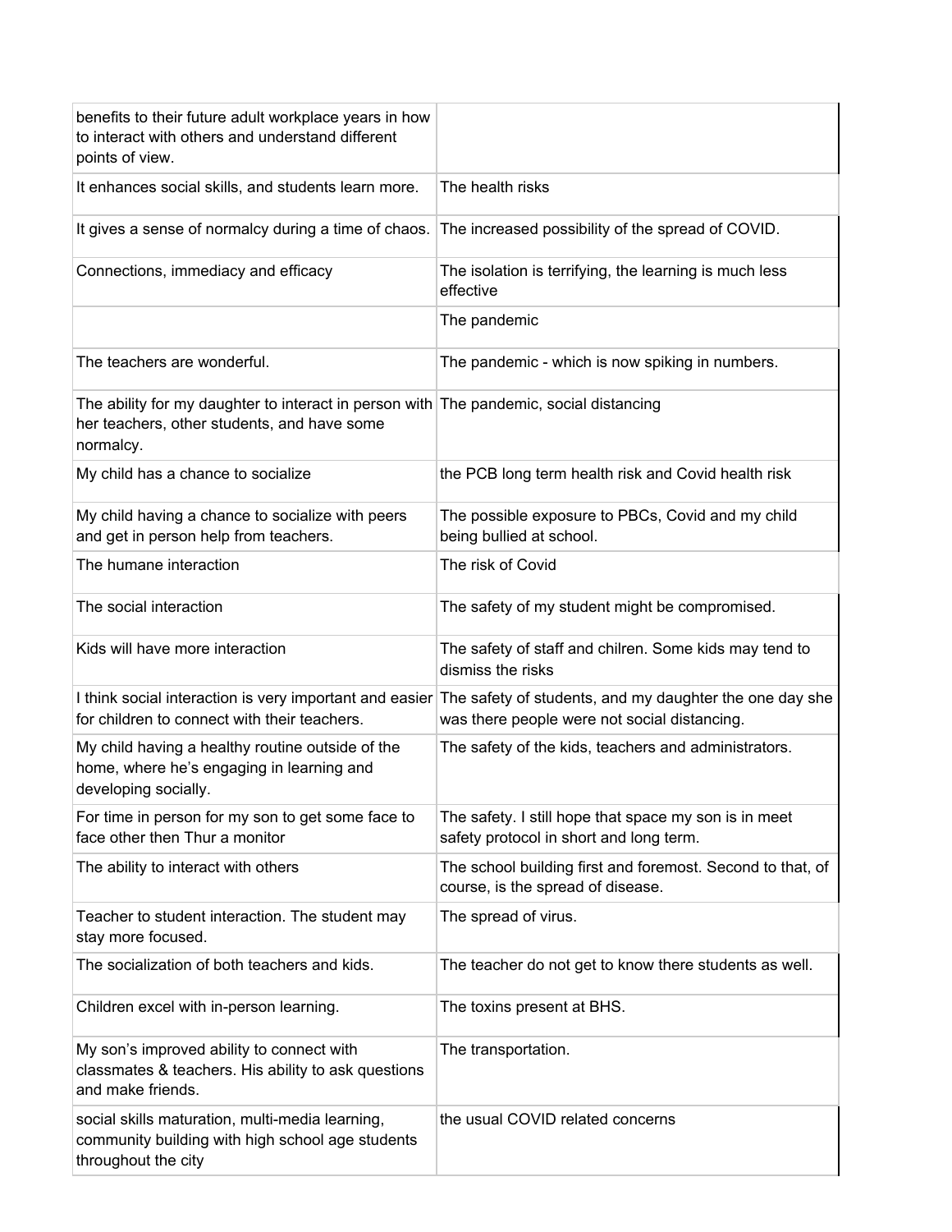| | |
|---|---|
| benefits to their future adult workplace years in how to interact with others and understand different points of view. | |
| It enhances social skills, and students learn more. | The health risks |
| It gives a sense of normalcy during a time of chaos. | The increased possibility of the spread of COVID. |
| Connections, immediacy and efficacy | The isolation is terrifying, the learning is much less effective |
| | The pandemic |
| The teachers are wonderful. | The pandemic - which is now spiking in numbers. |
| The ability for my daughter to interact in person with her teachers, other students, and have some normalcy. | The pandemic, social distancing |
| My child has a chance to socialize | the PCB long term health risk and Covid health risk |
| My child having a chance to socialize with peers and get in person help from teachers. | The possible exposure to PBCs, Covid and my child being bullied at school. |
| The humane interaction | The risk of Covid |
| The social interaction | The safety of my student might be compromised. |
| Kids will have more interaction | The safety of staff and chilren. Some kids may tend to dismiss the risks |
| I think social interaction is very important and easier for children to connect with their teachers. | The safety of students, and my daughter the one day she was there people were not social distancing. |
| My child having a healthy routine outside of the home, where he's engaging in learning and developing socially. | The safety of the kids, teachers and administrators. |
| For time in person for my son to get some face to face other then Thur a monitor | The safety. I still hope that space my son is in meet safety protocol in short and long term. |
| The ability to interact with others | The school building first and foremost. Second to that, of course, is the spread of disease. |
| Teacher to student interaction. The student may stay more focused. | The spread of virus. |
| The socialization of both teachers and kids. | The teacher do not get to know there students as well. |
| Children excel with in-person learning. | The toxins present at BHS. |
| My son's improved ability to connect with classmates & teachers. His ability to ask questions and make friends. | The transportation. |
| social skills maturation, multi-media learning, community building with high school age students throughout the city | the usual COVID related concerns |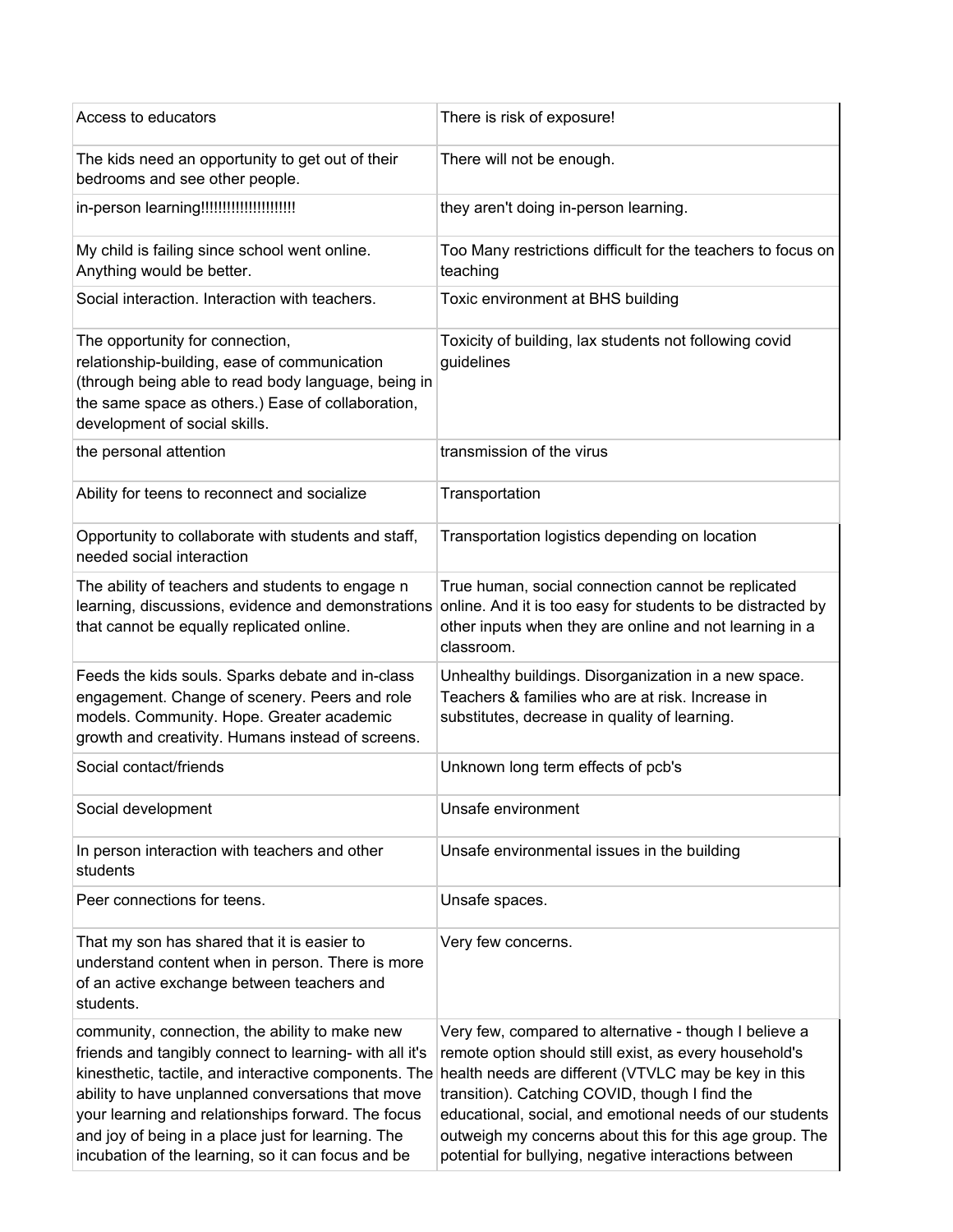| | |
|---|---|
| Access to educators | There is risk of exposure! |
| The kids need an opportunity to get out of their bedrooms and see other people. | There will not be enough. |
| in-person learning!!!!!!!!!!!!!!!!!!!!!! | they aren't doing in-person learning. |
| My child is failing since school went online. Anything would be better. | Too Many restrictions difficult for the teachers to focus on teaching |
| Social interaction. Interaction with teachers. | Toxic environment at BHS building |
| The opportunity for connection, relationship-building, ease of communication (through being able to read body language, being in the same space as others.) Ease of collaboration, development of social skills. | Toxicity of building, lax students not following covid guidelines |
| the personal attention | transmission of the virus |
| Ability for teens to reconnect and socialize | Transportation |
| Opportunity to collaborate with students and staff, needed social interaction | Transportation logistics depending on location |
| The ability of teachers and students to engage n learning, discussions, evidence and demonstrations that cannot be equally replicated online. | True human, social connection cannot be replicated online. And it is too easy for students to be distracted by other inputs when they are online and not learning in a classroom. |
| Feeds the kids souls. Sparks debate and in-class engagement. Change of scenery. Peers and role models. Community. Hope. Greater academic growth and creativity. Humans instead of screens. | Unhealthy buildings. Disorganization in a new space. Teachers & families who are at risk. Increase in substitutes, decrease in quality of learning. |
| Social contact/friends | Unknown long term effects of pcb's |
| Social development | Unsafe environment |
| In person interaction with teachers and other students | Unsafe environmental issues in the building |
| Peer connections for teens. | Unsafe spaces. |
| That my son has shared that it is easier to understand content when in person. There is more of an active exchange between teachers and students. | Very few concerns. |
| community, connection, the ability to make new friends and tangibly connect to learning- with all it's kinesthetic, tactile, and interactive components. The ability to have unplanned conversations that move your learning and relationships forward. The focus and joy of being in a place just for learning. The incubation of the learning, so it can focus and be | Very few, compared to alternative - though I believe a remote option should still exist, as every household's health needs are different (VTVLC may be key in this transition). Catching COVID, though I find the educational, social, and emotional needs of our students outweigh my concerns about this for this age group. The potential for bullying, negative interactions between |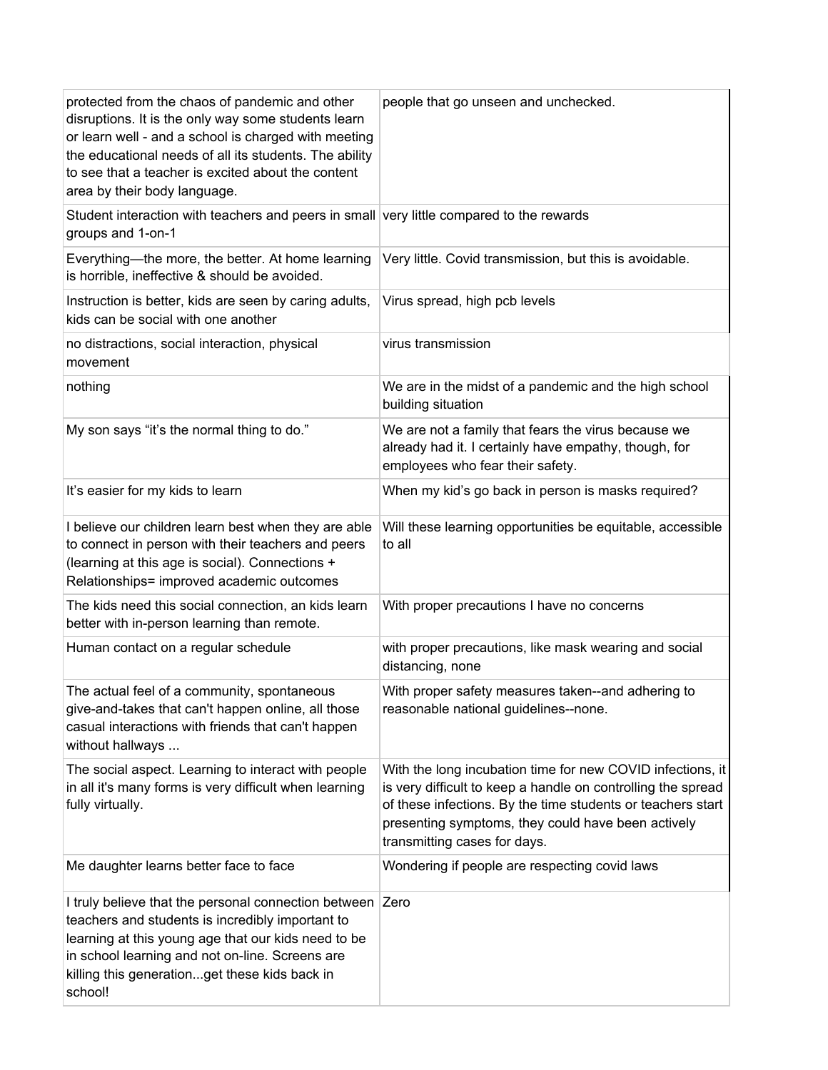| | |
|---|---|
| protected from the chaos of pandemic and other disruptions. It is the only way some students learn or learn well - and a school is charged with meeting the educational needs of all its students. The ability to see that a teacher is excited about the content area by their body language. | people that go unseen and unchecked. |
| Student interaction with teachers and peers in small groups and 1-on-1 | very little compared to the rewards |
| Everything—the more, the better. At home learning is horrible, ineffective & should be avoided. | Very little. Covid transmission, but this is avoidable. |
| Instruction is better, kids are seen by caring adults, kids can be social with one another | Virus spread, high pcb levels |
| no distractions, social interaction, physical movement | virus transmission |
| nothing | We are in the midst of a pandemic and the high school building situation |
| My son says “it’s the normal thing to do.” | We are not a family that fears the virus because we already had it. I certainly have empathy, though, for employees who fear their safety. |
| It’s easier for my kids to learn | When my kid’s go back in person is masks required? |
| I believe our children learn best when they are able to connect in person with their teachers and peers (learning at this age is social). Connections + Relationships= improved academic outcomes | Will these learning opportunities be equitable, accessible to all |
| The kids need this social connection, an kids learn better with in-person learning than remote. | With proper precautions I have no concerns |
| Human contact on a regular schedule | with proper precautions, like mask wearing and social distancing, none |
| The actual feel of a community, spontaneous give-and-takes that can't happen online, all those casual interactions with friends that can't happen without hallways ... | With proper safety measures taken--and adhering to reasonable national guidelines--none. |
| The social aspect. Learning to interact with people in all it's many forms is very difficult when learning fully virtually. | With the long incubation time for new COVID infections, it is very difficult to keep a handle on controlling the spread of these infections. By the time students or teachers start presenting symptoms, they could have been actively transmitting cases for days. |
| Me daughter learns better face to face | Wondering if people are respecting covid laws |
| I truly believe that the personal connection between teachers and students is incredibly important to learning at this young age that our kids need to be in school learning and not on-line. Screens are killing this generation...get these kids back in school! | Zero |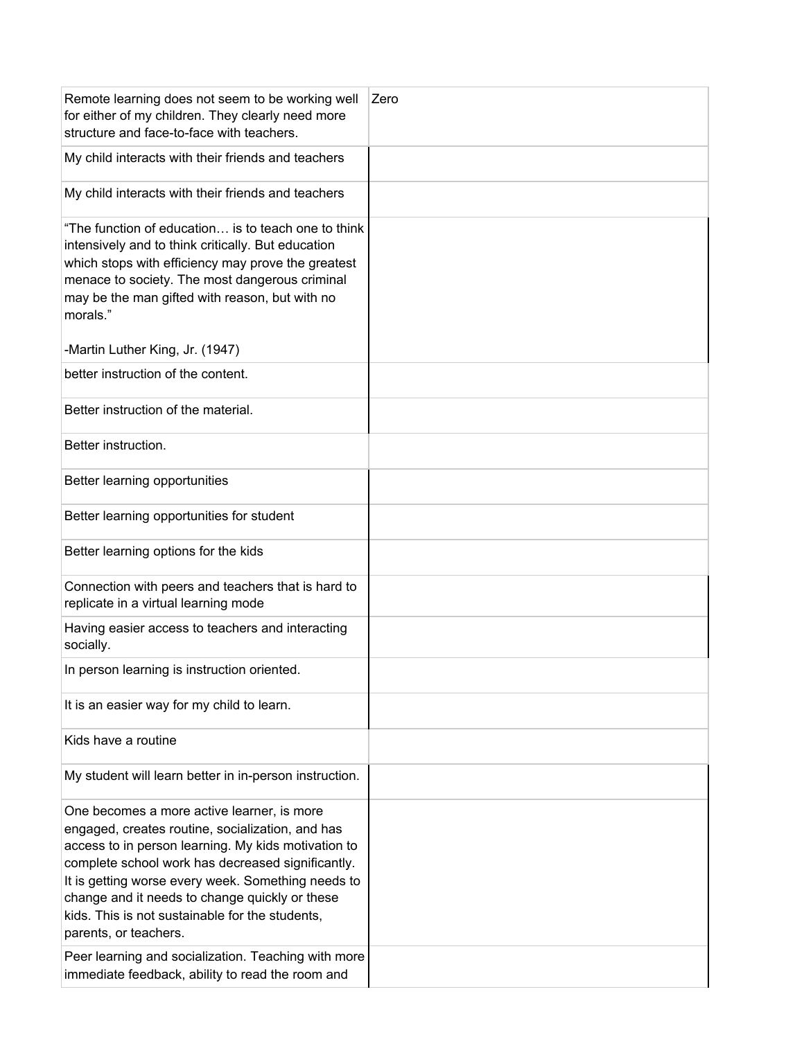| | |
|---|---|
| Remote learning does not seem to be working well for either of my children. They clearly need more structure and face-to-face with teachers. | Zero |
| My child interacts with their friends and teachers | |
| My child interacts with their friends and teachers | |
| "The function of education… is to teach one to think intensively and to think critically. But education which stops with efficiency may prove the greatest menace to society. The most dangerous criminal may be the man gifted with reason, but with no morals."<br><br>-Martin Luther King, Jr. (1947) | |
| better instruction of the content. | |
| Better instruction of the material. | |
| Better instruction. | |
| Better learning opportunities | |
| Better learning opportunities for student | |
| Better learning options for the kids | |
| Connection with peers and teachers that is hard to replicate in a virtual learning mode | |
| Having easier access to teachers and interacting socially. | |
| In person learning is instruction oriented. | |
| It is an easier way for my child to learn. | |
| Kids have a routine | |
| My student will learn better in in-person instruction. | |
| One becomes a more active learner, is more engaged, creates routine, socialization, and has access to in person learning. My kids motivation to complete school work has decreased significantly. It is getting worse every week. Something needs to change and it needs to change quickly or these kids. This is not sustainable for the students, parents, or teachers. | |
| Peer learning and socialization. Teaching with more immediate feedback, ability to read the room and | |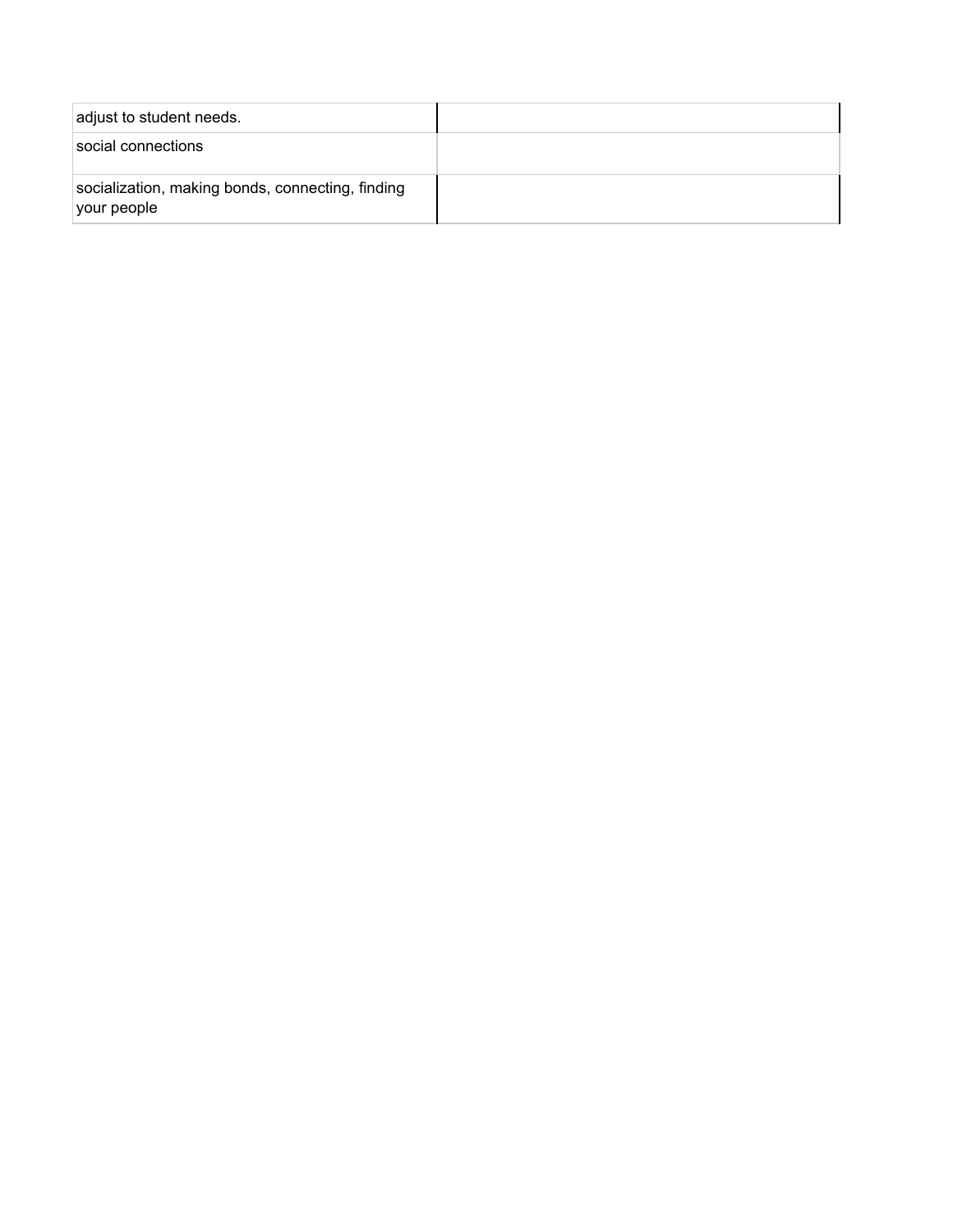| | |
|---|---|
| adjust to student needs. | |
| social connections | |
| socialization, making bonds, connecting, finding your people | |